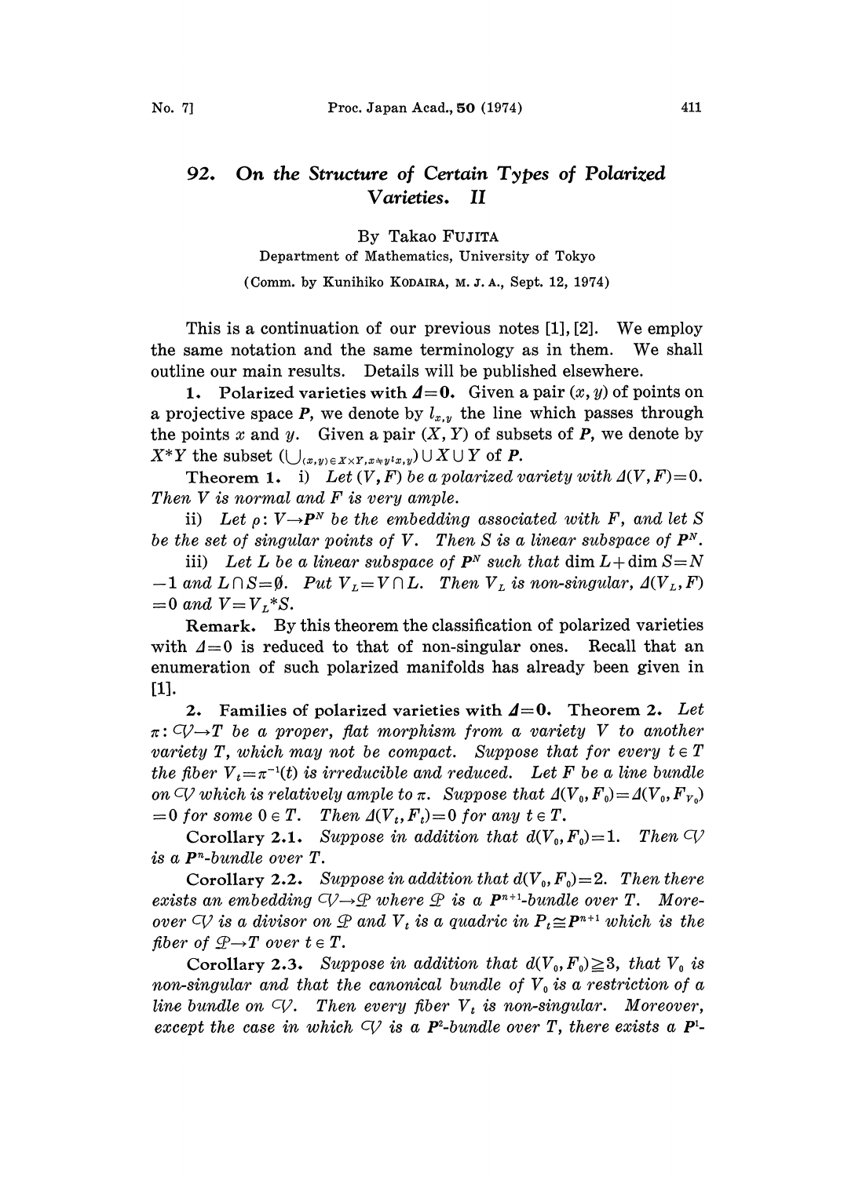# 92. On the Structure of Certain Types of Polarized Varieties. II

By Takao FUJITA

Department of Mathematics, University of Tokyo

(Comm. by Kunihiko KODAIRA, M. J. A., Sept. 12, 1974)

This is a continuation of our previous notes [1], [2]. We employ the same notation and the same terminology as in them. We shall outline our main results. Details will be published elsewhere.

**1. Polarized varieties with $\Delta=0$.** Given a pair $(x, y)$ of points on a projective space $\boldsymbol{P}$, we denote by $l_{x,y}$ the line which passes through the points $x$ and $y$. Given a pair $(X, Y)$ of subsets of $\boldsymbol{P}$, we denote by $X^*Y$ the subset $(\bigcup_{(x,y)\in X\times Y, x\neq y} l_{x,y}) \cup X \cup Y$ of $\boldsymbol{P}$.

**Theorem 1.** i) *Let $(V, F)$ be a polarized variety with $\Delta(V, F)=0$. Then $V$ is normal and $F$ is very ample.*

ii) *Let $\rho: V \to \boldsymbol{P}^N$ be the embedding associated with $F$, and let $S$ be the set of singular points of $V$. Then $S$ is a linear subspace of $\boldsymbol{P}^N$.*

iii) *Let $L$ be a linear subspace of $\boldsymbol{P}^N$ such that* $\dim L + \dim S = N - 1$ *and $L \cap S = \emptyset$. Put $V_L = V \cap L$. Then $V_L$ is non-singular, $\Delta(V_L, F) = 0$ and $V = V_L{}^*S$.*

**Remark.** By this theorem the classification of polarized varieties with $\Delta=0$ is reduced to that of non-singular ones. Recall that an enumeration of such polarized manifolds has already been given in [1].

**2. Families of polarized varieties with $\Delta=0$.** **Theorem 2.** *Let $\pi: \mathcal{V} \to T$ be a proper, flat morphism from a variety $V$ to another variety $T$, which may not be compact. Suppose that for every $t \in T$ the fiber $V_t = \pi^{-1}(t)$ is irreducible and reduced. Let $F$ be a line bundle on $\mathcal{V}$ which is relatively ample to $\pi$. Suppose that $\Delta(V_0, F_0) = \Delta(V_0, F_{V_0}) = 0$ for some $0 \in T$. Then $\Delta(V_t, F_t) = 0$ for any $t \in T$.*

**Corollary 2.1.** *Suppose in addition that $d(V_0, F_0) = 1$. Then $\mathcal{V}$ is a $\boldsymbol{P}^n$-bundle over $T$.*

**Corollary 2.2.** *Suppose in addition that $d(V_0, F_0) = 2$. Then there exists an embedding $\mathcal{V} \to \mathcal{P}$ where $\mathcal{P}$ is a $\boldsymbol{P}^{n+1}$-bundle over $T$. Moreover $\mathcal{V}$ is a divisor on $\mathcal{P}$ and $V_t$ is a quadric in $P_t \cong \boldsymbol{P}^{n+1}$ which is the fiber of $\mathcal{P} \to T$ over $t \in T$.*

**Corollary 2.3.** *Suppose in addition that $d(V_0, F_0) \geqq 3$, that $V_0$ is non-singular and that the canonical bundle of $V_0$ is a restriction of a line bundle on $\mathcal{V}$. Then every fiber $V_t$ is non-singular. Moreover, except the case in which $\mathcal{V}$ is a $\boldsymbol{P}^2$-bundle over $T$, there exists a $\boldsymbol{P}^1$-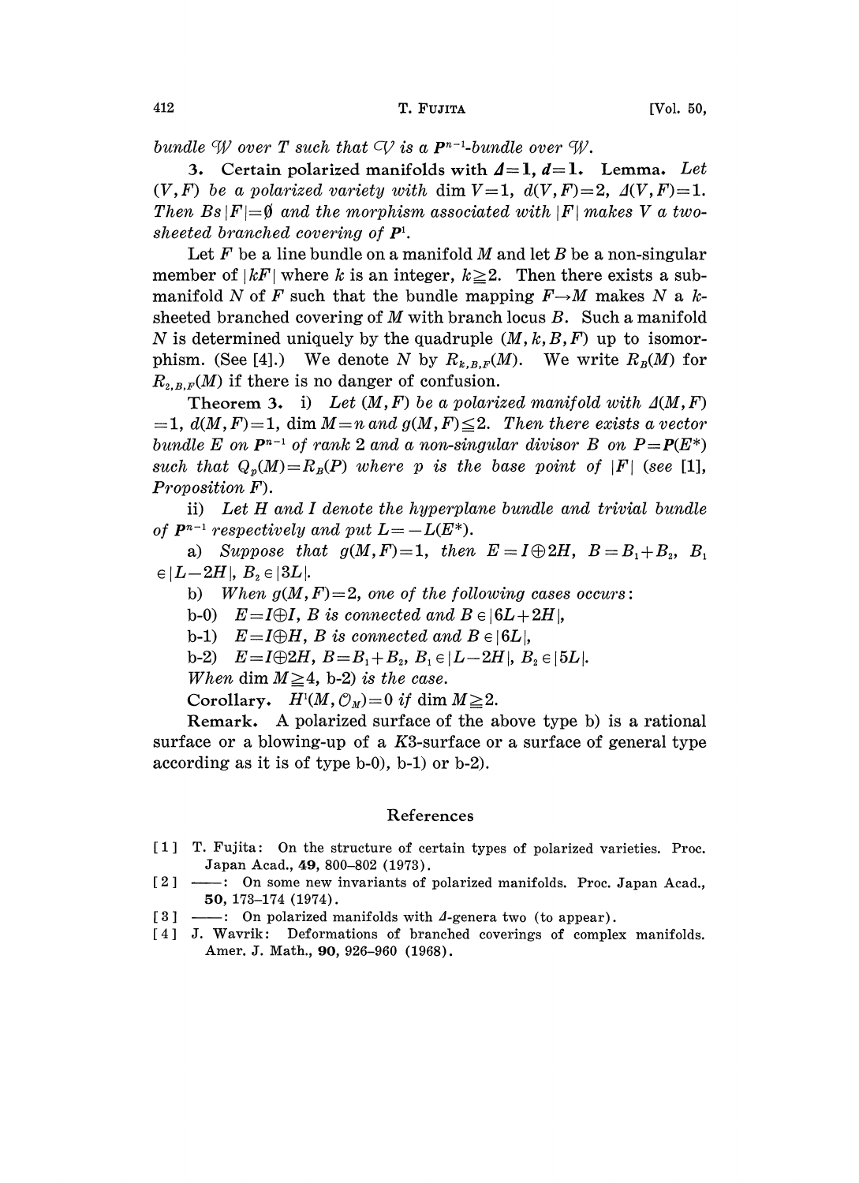bundle $\mathcal{W}$ over $T$ such that $\mathcal{V}$ is a $\boldsymbol{P}^{n-1}$-bundle over $\mathcal{W}$.

**3. Certain polarized manifolds with $\Delta=1$, $d=1$.** **Lemma.** *Let $(V, F)$ be a polarized variety with $\dim V=1$, $d(V, F)=2$, $\Delta(V, F)=1$. Then $Bs|F|=\emptyset$ and the morphism associated with $|F|$ makes $V$ a two-sheeted branched covering of $\boldsymbol{P}^1$.*

Let $F$ be a line bundle on a manifold $M$ and let $B$ be a non-singular member of $|kF|$ where $k$ is an integer, $k \geqq 2$. Then there exists a submanifold $N$ of $F$ such that the bundle mapping $F \rightarrow M$ makes $N$ a $k$-sheeted branched covering of $M$ with branch locus $B$. Such a manifold $N$ is determined uniquely by the quadruple $(M, k, B, F)$ up to isomorphism. (See [4].) We denote $N$ by $R_{k,B,F}(M)$. We write $R_B(M)$ for $R_{2,B,F}(M)$ if there is no danger of confusion.

**Theorem 3.** i) *Let $(M, F)$ be a polarized manifold with $\Delta(M, F)=1$, $d(M, F)=1$, $\dim M=n$ and $g(M, F) \leqq 2$. Then there exists a vector bundle $E$ on $\boldsymbol{P}^{n-1}$ of rank 2 and a non-singular divisor $B$ on $P=\boldsymbol{P}(E^*)$ such that $Q_p(M)=R_B(P)$ where $p$ is the base point of $|F|$ (see [1], Proposition F).*

ii) *Let $H$ and $I$ denote the hyperplane bundle and trivial bundle of $\boldsymbol{P}^{n-1}$ respectively and put $L=-L(E^*)$.*

a) *Suppose that $g(M, F)=1$, then $E=I \oplus 2H$, $B=B_1+B_2$, $B_1 \in |L-2H|$, $B_2 \in |3L|$.*

b) *When $g(M, F)=2$, one of the following cases occurs:*

b-0) *$E=I \oplus I$, $B$ is connected and $B \in |6L+2H|$,*

b-1) *$E=I \oplus H$, $B$ is connected and $B \in |6L|$,*

b-2) *$E=I \oplus 2H$, $B=B_1+B_2$, $B_1 \in |L-2H|$, $B_2 \in |5L|$.*

*When $\dim M \geqq 4$, b-2) is the case.*

**Corollary.** *$H^1(M, \mathcal{O}_M)=0$ if $\dim M \geqq 2$.*

**Remark.** A polarized surface of the above type b) is a rational surface or a blowing-up of a $K3$-surface or a surface of general type according as it is of type b-0), b-1) or b-2).

## References

[1] T. Fujita: On the structure of certain types of polarized varieties. Proc. Japan Acad., **49**, 800–802 (1973).

[2] ——: On some new invariants of polarized manifolds. Proc. Japan Acad., **50**, 173–174 (1974).

[3] ——: On polarized manifolds with $\Delta$-genera two (to appear).

[4] J. Wavrik: Deformations of branched coverings of complex manifolds. Amer. J. Math., **90**, 926–960 (1968).